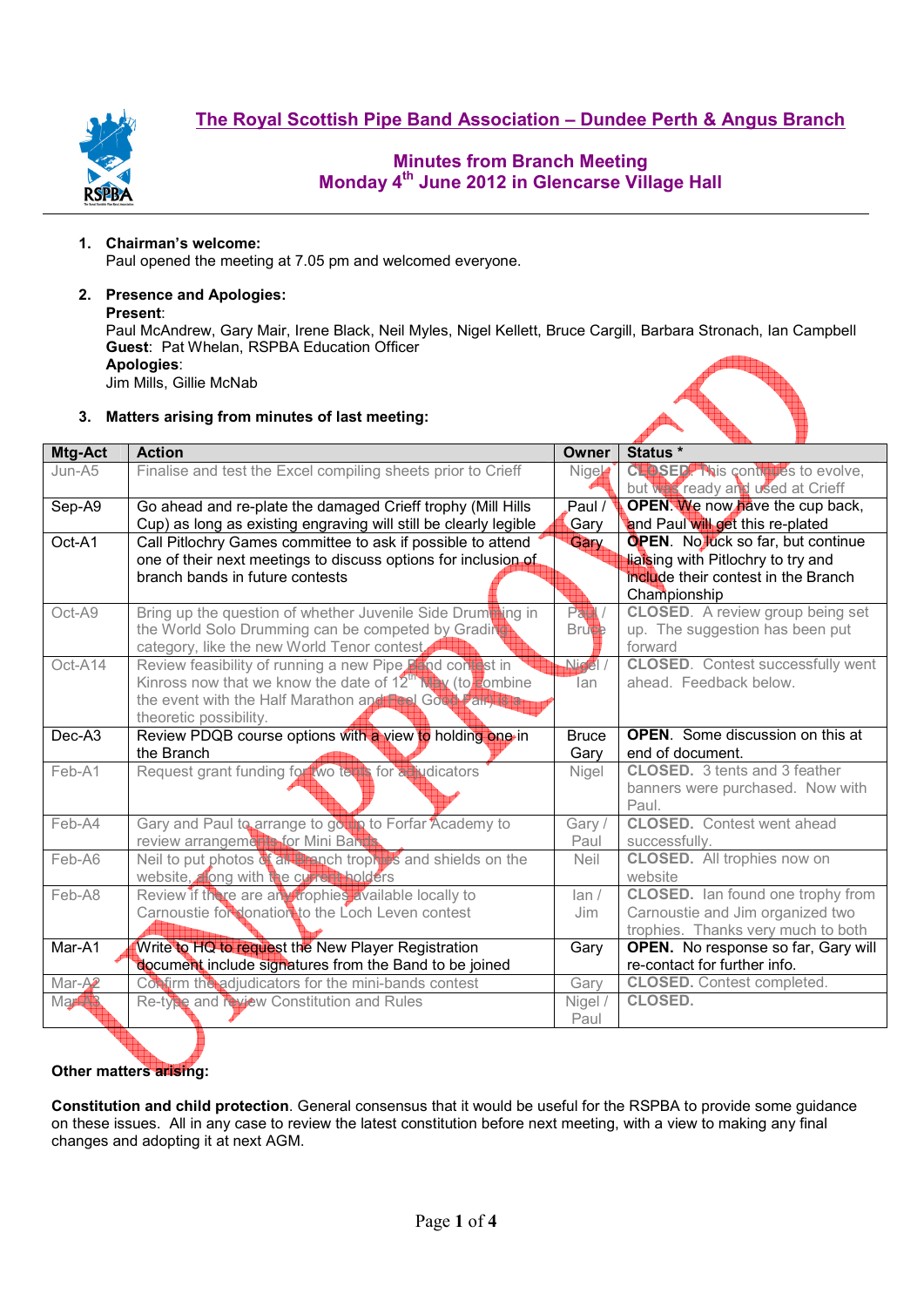# The Royal Scottish Pipe Band Association – Dundee Perth & Angus Branch

## Minutes from Branch Meeting
## Monday 4th June 2012 in Glencarse Village Hall

1. **Chairman's welcome:**
   Paul opened the meeting at 7.05 pm and welcomed everyone.

2. **Presence and Apologies:**
   **Present**:
   Paul McAndrew, Gary Mair, Irene Black, Neil Myles, Nigel Kellett, Bruce Cargill, Barbara Stronach, Ian Campbell
   **Guest**: Pat Whelan, RSPBA Education Officer
   **Apologies**:
   Jim Mills, Gillie McNab

3. **Matters arising from minutes of last meeting:**

| Mtg-Act | Action | Owner | Status * |
|---|---|---|---|
| Jun-A5 | Finalise and test the Excel compiling sheets prior to Crieff | Nigel | **CLOSED**. This continues to evolve, but was ready and used at Crieff |
| Sep-A9 | Go ahead and re-plate the damaged Crieff trophy (Mill Hills Cup) as long as existing engraving will still be clearly legible | Paul / Gary | **OPEN**. We now have the cup back, and Paul will get this re-plated |
| Oct-A1 | Call Pitlochry Games committee to ask if possible to attend one of their next meetings to discuss options for inclusion of branch bands in future contests | Gary | **OPEN**. No luck so far, but continue liaising with Pitlochry to try and include their contest in the Branch Championship |
| Oct-A9 | Bring up the question of whether Juvenile Side Drumming in the World Solo Drumming can be competed by Grading category, like the new World Tenor contest | Paul / Bruce | **CLOSED**. A review group being set up. The suggestion has been put forward |
| Oct-A14 | Review feasibility of running a new Pipe Band contest in Kinross now that we know the date of 12th May (to combine the event with the Half Marathon and Feel Good Fair) is a theoretic possibility. | Nigel / Ian | **CLOSED**. Contest successfully went ahead. Feedback below. |
| Dec-A3 | Review PDQB course options with a view to holding one in the Branch | Bruce Gary | **OPEN**. Some discussion on this at end of document. |
| Feb-A1 | Request grant funding for two tents for adjudicators | Nigel | **CLOSED**. 3 tents and 3 feather banners were purchased. Now with Paul. |
| Feb-A4 | Gary and Paul to arrange to go up to Forfar Academy to review arrangements for Mini Bands | Gary / Paul | **CLOSED**. Contest went ahead successfully. |
| Feb-A6 | Neil to put photos of all Branch trophies and shields on the website, along with the current holders | Neil | **CLOSED**. All trophies now on website |
| Feb-A8 | Review if there are any trophies available locally to Carnoustie for donation to the Loch Leven contest | Ian / Jim | **CLOSED**. Ian found one trophy from Carnoustie and Jim organized two trophies. Thanks very much to both |
| Mar-A1 | Write to HQ to request the New Player Registration document include signatures from the Band to be joined | Gary | **OPEN**. No response so far, Gary will re-contact for further info. |
| Mar-A2 | Confirm the adjudicators for the mini-bands contest | Gary | **CLOSED**. Contest completed. |
| Mar-A3 | Re-type and review Constitution and Rules | Nigel / Paul | **CLOSED**. |

**Other matters arising:**

**Constitution and child protection**. General consensus that it would be useful for the RSPBA to provide some guidance on these issues. All in any case to review the latest constitution before next meeting, with a view to making any final changes and adopting it at next AGM.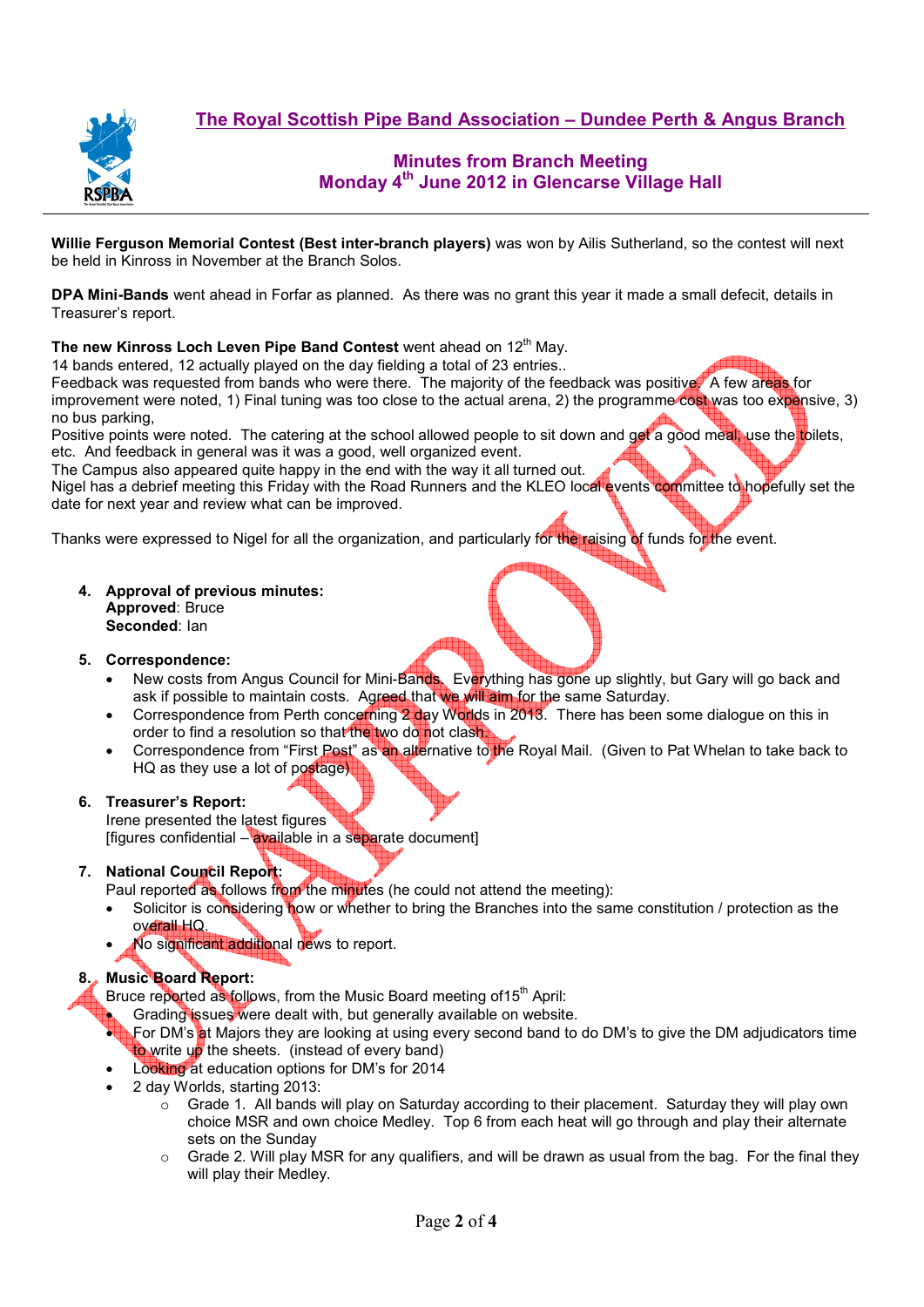## The Royal Scottish Pipe Band Association – Dundee Perth & Angus Branch

### Minutes from Branch Meeting
### Monday 4th June 2012 in Glencarse Village Hall

**Willie Ferguson Memorial Contest (Best inter-branch players)** was won by Ailis Sutherland, so the contest will next be held in Kinross in November at the Branch Solos.

**DPA Mini-Bands** went ahead in Forfar as planned. As there was no grant this year it made a small defecit, details in Treasurer's report.

**The new Kinross Loch Leven Pipe Band Contest** went ahead on 12th May.
14 bands entered, 12 actually played on the day fielding a total of 23 entries..
Feedback was requested from bands who were there. The majority of the feedback was positive. A few areas for improvement were noted, 1) Final tuning was too close to the actual arena, 2) the programme cost was too expensive, 3) no bus parking,
Positive points were noted. The catering at the school allowed people to sit down and get a good meal, use the toilets, etc. And feedback in general was it was a good, well organized event.
The Campus also appeared quite happy in the end with the way it all turned out.
Nigel has a debrief meeting this Friday with the Road Runners and the KLEO local events committee to hopefully set the date for next year and review what can be improved.

Thanks were expressed to Nigel for all the organization, and particularly for the raising of funds for the event.

4. **Approval of previous minutes:**
   **Approved**: Bruce
   **Seconded**: Ian

5. **Correspondence:**
   - New costs from Angus Council for Mini-Bands. Everything has gone up slightly, but Gary will go back and ask if possible to maintain costs. Agreed that we will aim for the same Saturday.
   - Correspondence from Perth concerning 2 day Worlds in 2013. There has been some dialogue on this in order to find a resolution so that the two do not clash.
   - Correspondence from "First Post" as an alternative to the Royal Mail. (Given to Pat Whelan to take back to HQ as they use a lot of postage)

6. **Treasurer's Report:**
   Irene presented the latest figures
   [figures confidential – available in a separate document]

7. **National Council Report:**
   Paul reported as follows from the minutes (he could not attend the meeting):
   - Solicitor is considering how or whether to bring the Branches into the same constitution / protection as the overall HQ.
   - No significant additional news to report.

8. **Music Board Report:**
   Bruce reported as follows, from the Music Board meeting of15th April:
   - Grading issues were dealt with, but generally available on website.
   - For DM's at Majors they are looking at using every second band to do DM's to give the DM adjudicators time to write up the sheets. (instead of every band)
   - Looking at education options for DM's for 2014
   - 2 day Worlds, starting 2013:
     - Grade 1. All bands will play on Saturday according to their placement. Saturday they will play own choice MSR and own choice Medley. Top 6 from each heat will go through and play their alternate sets on the Sunday
     - Grade 2. Will play MSR for any qualifiers, and will be drawn as usual from the bag. For the final they will play their Medley.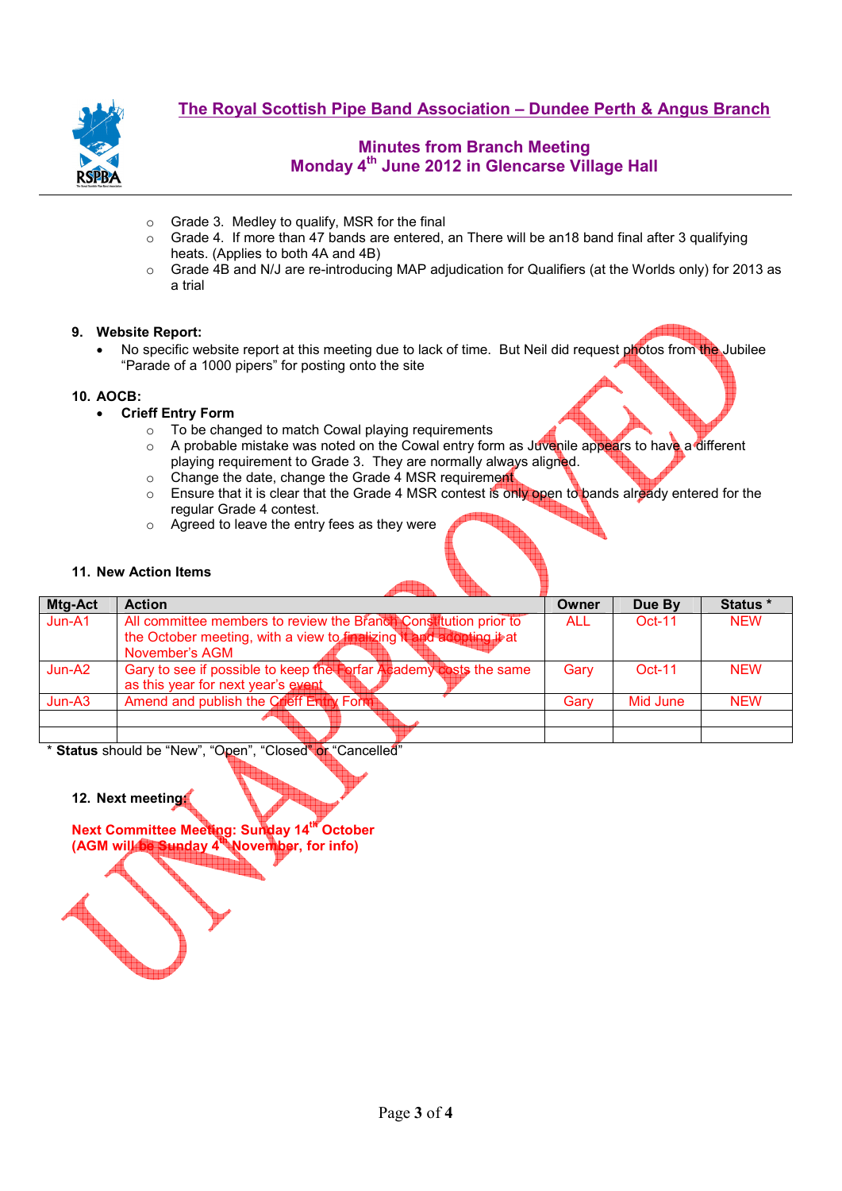- Grade 3. Medley to qualify, MSR for the final
- Grade 4. If more than 47 bands are entered, an There will be an18 band final after 3 qualifying heats. (Applies to both 4A and 4B)
- Grade 4B and N/J are re-introducing MAP adjudication for Qualifiers (at the Worlds only) for 2013 as a trial

**9. Website Report:**

- No specific website report at this meeting due to lack of time. But Neil did request photos from the Jubilee "Parade of a 1000 pipers" for posting onto the site

**10. AOCB:**

- **Crieff Entry Form**
  - To be changed to match Cowal playing requirements
  - A probable mistake was noted on the Cowal entry form as Juvenile appears to have a different playing requirement to Grade 3. They are normally always aligned.
  - Change the date, change the Grade 4 MSR requirement
  - Ensure that it is clear that the Grade 4 MSR contest is only open to bands already entered for the regular Grade 4 contest.
  - Agreed to leave the entry fees as they were

**11. New Action Items**

| Mtg-Act | Action | Owner | Due By | Status * |
|---|---|---|---|---|
| Jun-A1 | All committee members to review the Branch Constitution prior to the October meeting, with a view to finalizing it and adopting it at November's AGM | ALL | Oct-11 | NEW |
| Jun-A2 | Gary to see if possible to keep the Forfar Academy costs the same as this year for next year's event | Gary | Oct-11 | NEW |
| Jun-A3 | Amend and publish the Crieff Entry Form | Gary | Mid June | NEW |
| | | | | |
| | | | | |

\* **Status** should be "New", "Open", "Closed" or "Cancelled"

**12. Next meeting:**

**Next Committee Meeting: Sunday 14th October**
**(AGM will be Sunday 4th November, for info)**

UNAPPROVED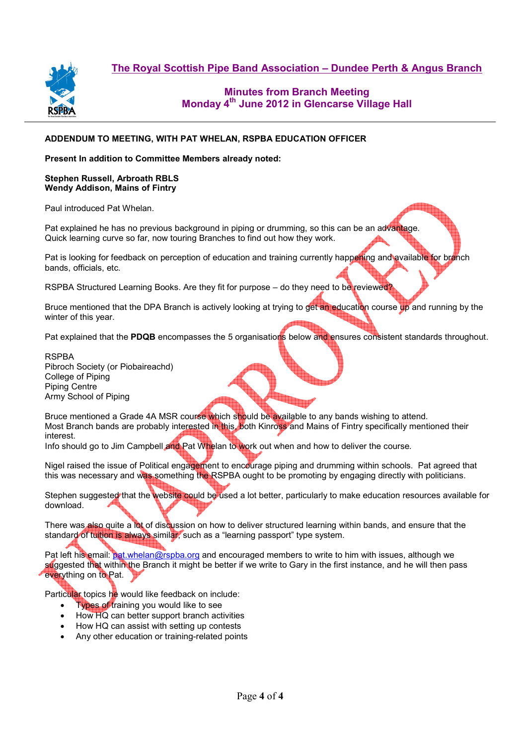## The Royal Scottish Pipe Band Association – Dundee Perth & Angus Branch

### Minutes from Branch Meeting
### Monday 4th June 2012 in Glencarse Village Hall

**ADDENDUM TO MEETING, WITH PAT WHELAN, RSPBA EDUCATION OFFICER**

**Present In addition to Committee Members already noted:**

**Stephen Russell, Arbroath RBLS**
**Wendy Addison, Mains of Fintry**

Paul introduced Pat Whelan.

Pat explained he has no previous background in piping or drumming, so this can be an advantage.
Quick learning curve so far, now touring Branches to find out how they work.

Pat is looking for feedback on perception of education and training currently happening and available for branch bands, officials, etc.

RSPBA Structured Learning Books. Are they fit for purpose – do they need to be reviewed?

Bruce mentioned that the DPA Branch is actively looking at trying to get an education course up and running by the winter of this year.

Pat explained that the **PDQB** encompasses the 5 organisations below and ensures consistent standards throughout.

RSPBA
Pibroch Society (or Piobaireachd)
College of Piping
Piping Centre
Army School of Piping

Bruce mentioned a Grade 4A MSR course which should be available to any bands wishing to attend.
Most Branch bands are probably interested in this, both Kinross and Mains of Fintry specifically mentioned their interest.
Info should go to Jim Campbell and Pat Whelan to work out when and how to deliver the course.

Nigel raised the issue of Political engagement to encourage piping and drumming within schools. Pat agreed that this was necessary and was something the RSPBA ought to be promoting by engaging directly with politicians.

Stephen suggested that the website could be used a lot better, particularly to make education resources available for download.

There was also quite a lot of discussion on how to deliver structured learning within bands, and ensure that the standard of tuition is always similar, such as a "learning passport" type system.

Pat left his email: pat.whelan@rspba.org and encouraged members to write to him with issues, although we suggested that within the Branch it might be better if we write to Gary in the first instance, and he will then pass everything on to Pat.

Particular topics he would like feedback on include:

- Types of training you would like to see
- How HQ can better support branch activities
- How HQ can assist with setting up contests
- Any other education or training-related points